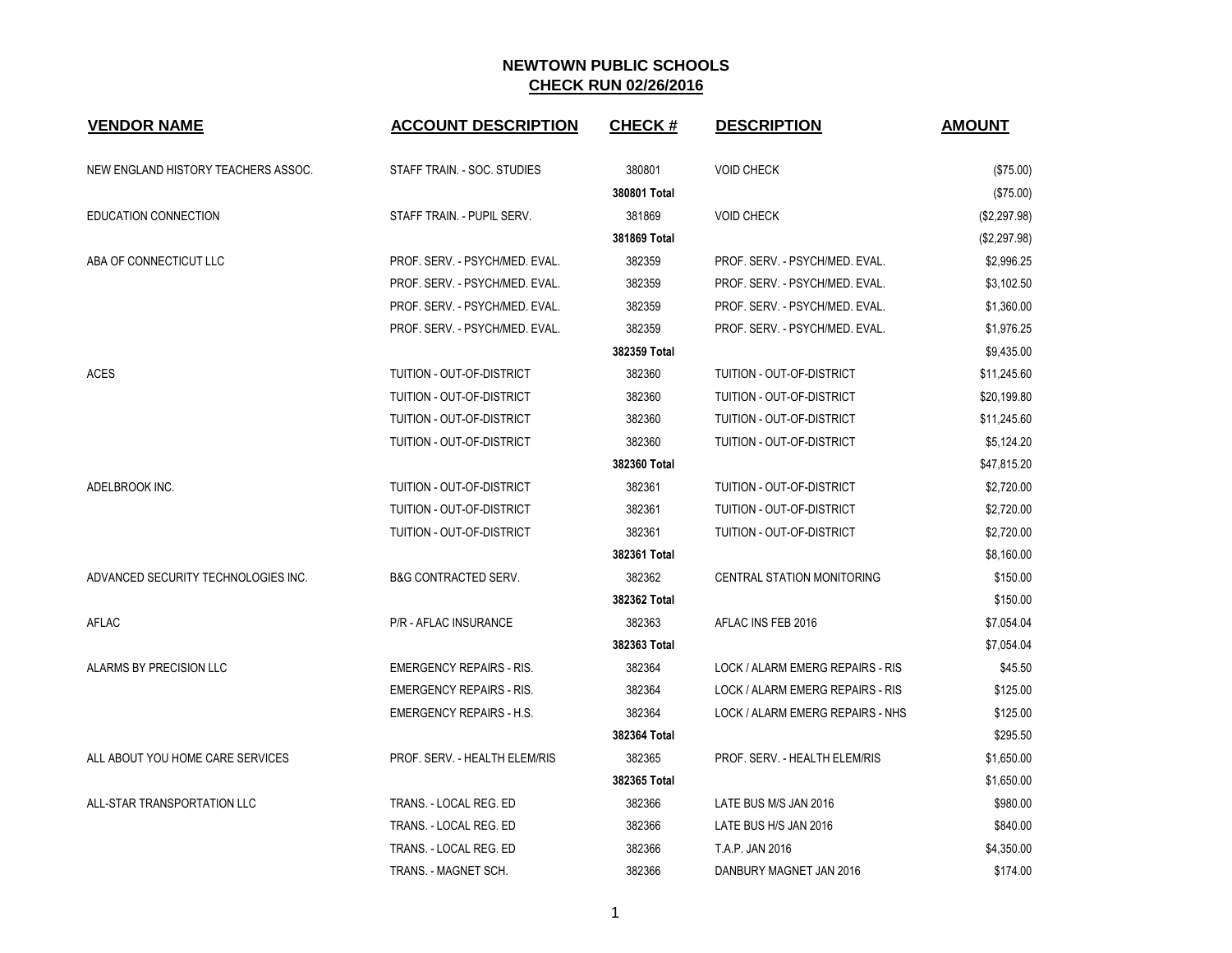# NEWTOWN PUBLIC SCHOOLS
## CHECK RUN 02/26/2016

| VENDOR NAME | ACCOUNT DESCRIPTION | CHECK # | DESCRIPTION | AMOUNT |
|---|---|---|---|---|
| NEW ENGLAND HISTORY TEACHERS ASSOC. | STAFF TRAIN. - SOC. STUDIES | 380801 | VOID CHECK | ($75.00) |
| | | **380801 Total** | | ($75.00) |
| EDUCATION CONNECTION | STAFF TRAIN. - PUPIL SERV. | 381869 | VOID CHECK | ($2,297.98) |
| | | **381869 Total** | | ($2,297.98) |
| ABA OF CONNECTICUT LLC | PROF. SERV. - PSYCH/MED. EVAL. | 382359 | PROF. SERV. - PSYCH/MED. EVAL. | $2,996.25 |
| | PROF. SERV. - PSYCH/MED. EVAL. | 382359 | PROF. SERV. - PSYCH/MED. EVAL. | $3,102.50 |
| | PROF. SERV. - PSYCH/MED. EVAL. | 382359 | PROF. SERV. - PSYCH/MED. EVAL. | $1,360.00 |
| | PROF. SERV. - PSYCH/MED. EVAL. | 382359 | PROF. SERV. - PSYCH/MED. EVAL. | $1,976.25 |
| | | **382359 Total** | | $9,435.00 |
| ACES | TUITION - OUT-OF-DISTRICT | 382360 | TUITION - OUT-OF-DISTRICT | $11,245.60 |
| | TUITION - OUT-OF-DISTRICT | 382360 | TUITION - OUT-OF-DISTRICT | $20,199.80 |
| | TUITION - OUT-OF-DISTRICT | 382360 | TUITION - OUT-OF-DISTRICT | $11,245.60 |
| | TUITION - OUT-OF-DISTRICT | 382360 | TUITION - OUT-OF-DISTRICT | $5,124.20 |
| | | **382360 Total** | | $47,815.20 |
| ADELBROOK INC. | TUITION - OUT-OF-DISTRICT | 382361 | TUITION - OUT-OF-DISTRICT | $2,720.00 |
| | TUITION - OUT-OF-DISTRICT | 382361 | TUITION - OUT-OF-DISTRICT | $2,720.00 |
| | TUITION - OUT-OF-DISTRICT | 382361 | TUITION - OUT-OF-DISTRICT | $2,720.00 |
| | | **382361 Total** | | $8,160.00 |
| ADVANCED SECURITY TECHNOLOGIES INC. | B&G CONTRACTED SERV. | 382362 | CENTRAL STATION MONITORING | $150.00 |
| | | **382362 Total** | | $150.00 |
| AFLAC | P/R - AFLAC INSURANCE | 382363 | AFLAC INS FEB 2016 | $7,054.04 |
| | | **382363 Total** | | $7,054.04 |
| ALARMS BY PRECISION LLC | EMERGENCY REPAIRS - RIS. | 382364 | LOCK / ALARM EMERG REPAIRS - RIS | $45.50 |
| | EMERGENCY REPAIRS - RIS. | 382364 | LOCK / ALARM EMERG REPAIRS - RIS | $125.00 |
| | EMERGENCY REPAIRS - H.S. | 382364 | LOCK / ALARM EMERG REPAIRS - NHS | $125.00 |
| | | **382364 Total** | | $295.50 |
| ALL ABOUT YOU HOME CARE SERVICES | PROF. SERV. - HEALTH ELEM/RIS | 382365 | PROF. SERV. - HEALTH ELEM/RIS | $1,650.00 |
| | | **382365 Total** | | $1,650.00 |
| ALL-STAR TRANSPORTATION LLC | TRANS. - LOCAL REG. ED | 382366 | LATE BUS M/S JAN 2016 | $980.00 |
| | TRANS. - LOCAL REG. ED | 382366 | LATE BUS H/S JAN 2016 | $840.00 |
| | TRANS. - LOCAL REG. ED | 382366 | T.A.P. JAN 2016 | $4,350.00 |
| | TRANS. - MAGNET SCH. | 382366 | DANBURY MAGNET JAN 2016 | $174.00 |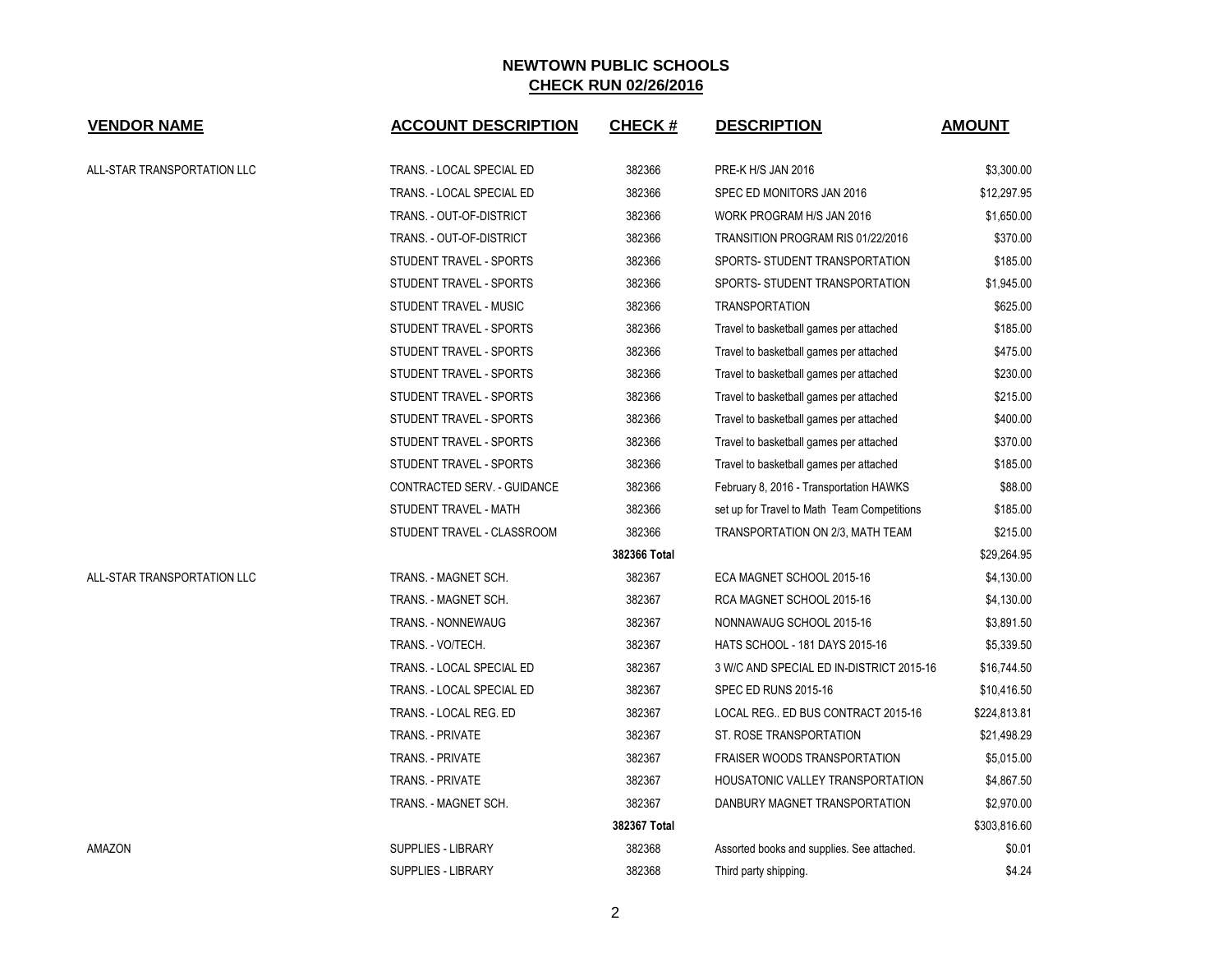## NEWTOWN PUBLIC SCHOOLS
## CHECK RUN 02/26/2016

| VENDOR NAME | ACCOUNT DESCRIPTION | CHECK # | DESCRIPTION | AMOUNT |
|---|---|---|---|---|
| ALL-STAR TRANSPORTATION LLC | TRANS. - LOCAL SPECIAL ED | 382366 | PRE-K H/S JAN 2016 | $3,300.00 |
| | TRANS. - LOCAL SPECIAL ED | 382366 | SPEC ED MONITORS JAN 2016 | $12,297.95 |
| | TRANS. - OUT-OF-DISTRICT | 382366 | WORK PROGRAM H/S JAN 2016 | $1,650.00 |
| | TRANS. - OUT-OF-DISTRICT | 382366 | TRANSITION PROGRAM RIS 01/22/2016 | $370.00 |
| | STUDENT TRAVEL - SPORTS | 382366 | SPORTS- STUDENT TRANSPORTATION | $185.00 |
| | STUDENT TRAVEL - SPORTS | 382366 | SPORTS- STUDENT TRANSPORTATION | $1,945.00 |
| | STUDENT TRAVEL - MUSIC | 382366 | TRANSPORTATION | $625.00 |
| | STUDENT TRAVEL - SPORTS | 382366 | Travel to basketball games per attached | $185.00 |
| | STUDENT TRAVEL - SPORTS | 382366 | Travel to basketball games per attached | $475.00 |
| | STUDENT TRAVEL - SPORTS | 382366 | Travel to basketball games per attached | $230.00 |
| | STUDENT TRAVEL - SPORTS | 382366 | Travel to basketball games per attached | $215.00 |
| | STUDENT TRAVEL - SPORTS | 382366 | Travel to basketball games per attached | $400.00 |
| | STUDENT TRAVEL - SPORTS | 382366 | Travel to basketball games per attached | $370.00 |
| | STUDENT TRAVEL - SPORTS | 382366 | Travel to basketball games per attached | $185.00 |
| | CONTRACTED SERV. - GUIDANCE | 382366 | February 8, 2016 - Transportation HAWKS | $88.00 |
| | STUDENT TRAVEL - MATH | 382366 | set up for Travel to Math Team Competitions | $185.00 |
| | STUDENT TRAVEL - CLASSROOM | 382366 | TRANSPORTATION ON 2/3, MATH TEAM | $215.00 |
| | | **382366 Total** | | $29,264.95 |
| ALL-STAR TRANSPORTATION LLC | TRANS. - MAGNET SCH. | 382367 | ECA MAGNET SCHOOL 2015-16 | $4,130.00 |
| | TRANS. - MAGNET SCH. | 382367 | RCA MAGNET SCHOOL 2015-16 | $4,130.00 |
| | TRANS. - NONNEWAUG | 382367 | NONNAWAUG SCHOOL 2015-16 | $3,891.50 |
| | TRANS. - VO/TECH. | 382367 | HATS SCHOOL - 181 DAYS 2015-16 | $5,339.50 |
| | TRANS. - LOCAL SPECIAL ED | 382367 | 3 W/C AND SPECIAL ED IN-DISTRICT 2015-16 | $16,744.50 |
| | TRANS. - LOCAL SPECIAL ED | 382367 | SPEC ED RUNS 2015-16 | $10,416.50 |
| | TRANS. - LOCAL REG. ED | 382367 | LOCAL REG.. ED BUS CONTRACT 2015-16 | $224,813.81 |
| | TRANS. - PRIVATE | 382367 | ST. ROSE TRANSPORTATION | $21,498.29 |
| | TRANS. - PRIVATE | 382367 | FRAISER WOODS TRANSPORTATION | $5,015.00 |
| | TRANS. - PRIVATE | 382367 | HOUSATONIC VALLEY TRANSPORTATION | $4,867.50 |
| | TRANS. - MAGNET SCH. | 382367 | DANBURY MAGNET TRANSPORTATION | $2,970.00 |
| | | **382367 Total** | | $303,816.60 |
| AMAZON | SUPPLIES - LIBRARY | 382368 | Assorted books and supplies. See attached. | $0.01 |
| | SUPPLIES - LIBRARY | 382368 | Third party shipping. | $4.24 |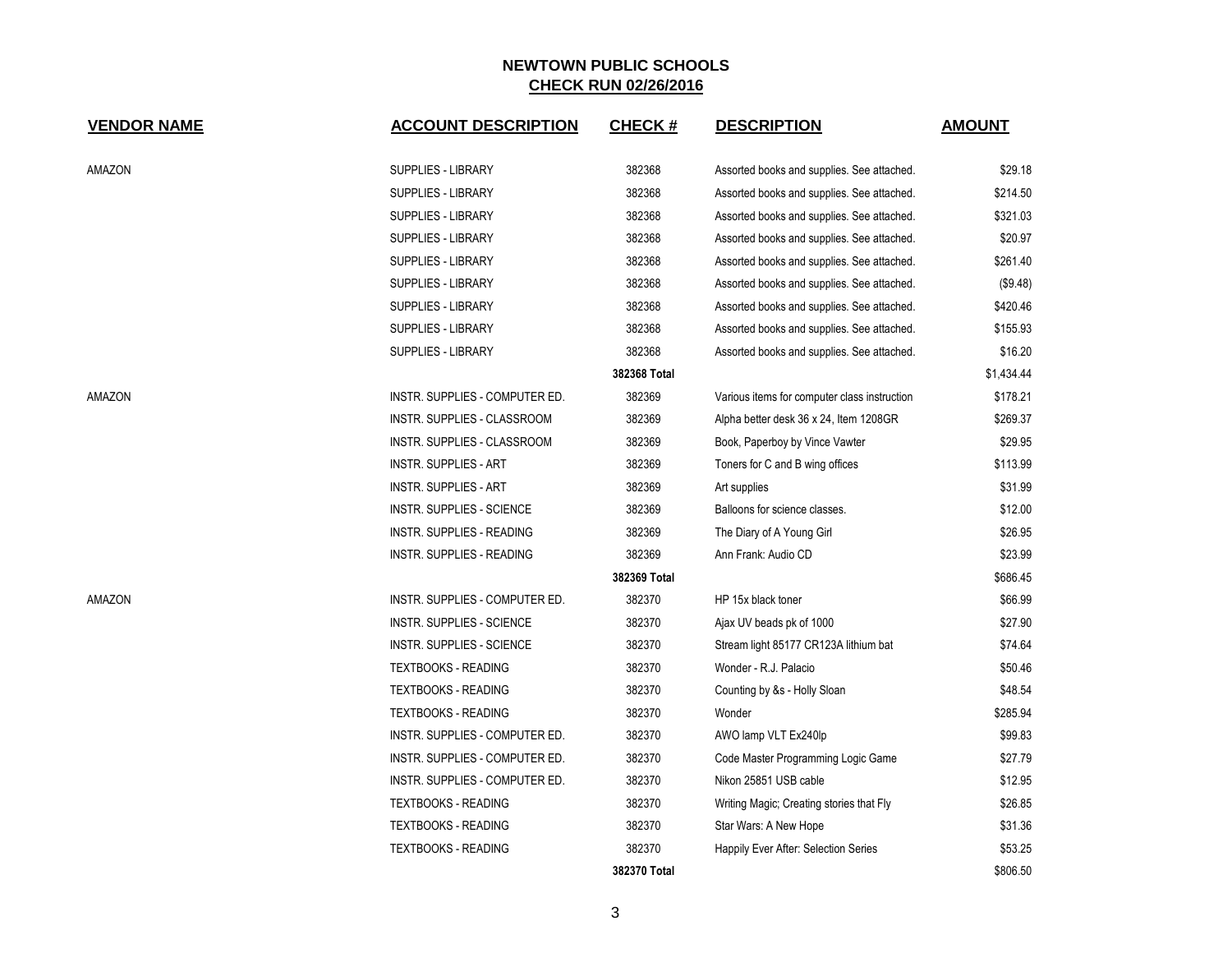**NEWTOWN PUBLIC SCHOOLS**
**CHECK RUN 02/26/2016**

| VENDOR NAME | ACCOUNT DESCRIPTION | CHECK # | DESCRIPTION | AMOUNT |
|---|---|---|---|---|
| AMAZON | SUPPLIES - LIBRARY | 382368 | Assorted books and supplies. See attached. | $29.18 |
| | SUPPLIES - LIBRARY | 382368 | Assorted books and supplies. See attached. | $214.50 |
| | SUPPLIES - LIBRARY | 382368 | Assorted books and supplies. See attached. | $321.03 |
| | SUPPLIES - LIBRARY | 382368 | Assorted books and supplies. See attached. | $20.97 |
| | SUPPLIES - LIBRARY | 382368 | Assorted books and supplies. See attached. | $261.40 |
| | SUPPLIES - LIBRARY | 382368 | Assorted books and supplies. See attached. | ($9.48) |
| | SUPPLIES - LIBRARY | 382368 | Assorted books and supplies. See attached. | $420.46 |
| | SUPPLIES - LIBRARY | 382368 | Assorted books and supplies. See attached. | $155.93 |
| | SUPPLIES - LIBRARY | 382368 | Assorted books and supplies. See attached. | $16.20 |
| | | **382368 Total** | | $1,434.44 |
| AMAZON | INSTR. SUPPLIES - COMPUTER ED. | 382369 | Various items for computer class instruction | $178.21 |
| | INSTR. SUPPLIES - CLASSROOM | 382369 | Alpha better desk 36 x 24, Item 1208GR | $269.37 |
| | INSTR. SUPPLIES - CLASSROOM | 382369 | Book, Paperboy by Vince Vawter | $29.95 |
| | INSTR. SUPPLIES - ART | 382369 | Toners for C and B wing offices | $113.99 |
| | INSTR. SUPPLIES - ART | 382369 | Art supplies | $31.99 |
| | INSTR. SUPPLIES - SCIENCE | 382369 | Balloons for science classes. | $12.00 |
| | INSTR. SUPPLIES - READING | 382369 | The Diary of A Young Girl | $26.95 |
| | INSTR. SUPPLIES - READING | 382369 | Ann Frank: Audio CD | $23.99 |
| | | **382369 Total** | | $686.45 |
| AMAZON | INSTR. SUPPLIES - COMPUTER ED. | 382370 | HP 15x black toner | $66.99 |
| | INSTR. SUPPLIES - SCIENCE | 382370 | Ajax UV beads pk of 1000 | $27.90 |
| | INSTR. SUPPLIES - SCIENCE | 382370 | Stream light 85177 CR123A lithium bat | $74.64 |
| | TEXTBOOKS - READING | 382370 | Wonder - R.J. Palacio | $50.46 |
| | TEXTBOOKS - READING | 382370 | Counting by &s - Holly Sloan | $48.54 |
| | TEXTBOOKS - READING | 382370 | Wonder | $285.94 |
| | INSTR. SUPPLIES - COMPUTER ED. | 382370 | AWO lamp VLT Ex240lp | $99.83 |
| | INSTR. SUPPLIES - COMPUTER ED. | 382370 | Code Master Programming Logic Game | $27.79 |
| | INSTR. SUPPLIES - COMPUTER ED. | 382370 | Nikon 25851 USB cable | $12.95 |
| | TEXTBOOKS - READING | 382370 | Writing Magic; Creating stories that Fly | $26.85 |
| | TEXTBOOKS - READING | 382370 | Star Wars: A New Hope | $31.36 |
| | TEXTBOOKS - READING | 382370 | Happily Ever After: Selection Series | $53.25 |
| | | **382370 Total** | | $806.50 |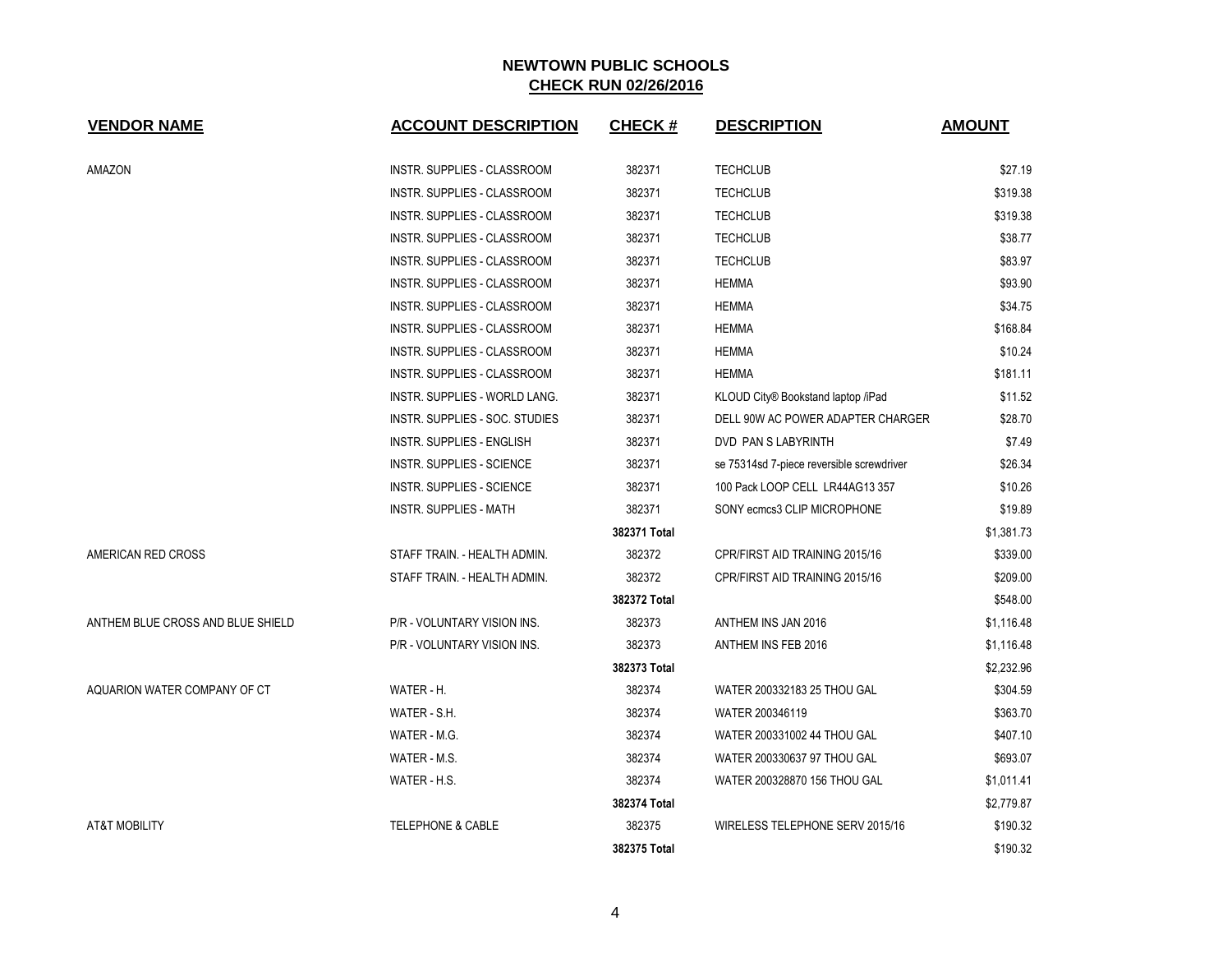# NEWTOWN PUBLIC SCHOOLS

## CHECK RUN 02/26/2016

| VENDOR NAME | ACCOUNT DESCRIPTION | CHECK # | DESCRIPTION | AMOUNT |
|---|---|---|---|---|
| AMAZON | INSTR. SUPPLIES - CLASSROOM | 382371 | TECHCLUB | $27.19 |
| | INSTR. SUPPLIES - CLASSROOM | 382371 | TECHCLUB | $319.38 |
| | INSTR. SUPPLIES - CLASSROOM | 382371 | TECHCLUB | $319.38 |
| | INSTR. SUPPLIES - CLASSROOM | 382371 | TECHCLUB | $38.77 |
| | INSTR. SUPPLIES - CLASSROOM | 382371 | TECHCLUB | $83.97 |
| | INSTR. SUPPLIES - CLASSROOM | 382371 | HEMMA | $93.90 |
| | INSTR. SUPPLIES - CLASSROOM | 382371 | HEMMA | $34.75 |
| | INSTR. SUPPLIES - CLASSROOM | 382371 | HEMMA | $168.84 |
| | INSTR. SUPPLIES - CLASSROOM | 382371 | HEMMA | $10.24 |
| | INSTR. SUPPLIES - CLASSROOM | 382371 | HEMMA | $181.11 |
| | INSTR. SUPPLIES - WORLD LANG. | 382371 | KLOUD City® Bookstand laptop /iPad | $11.52 |
| | INSTR. SUPPLIES - SOC. STUDIES | 382371 | DELL 90W AC POWER ADAPTER CHARGER | $28.70 |
| | INSTR. SUPPLIES - ENGLISH | 382371 | DVD PAN S LABYRINTH | $7.49 |
| | INSTR. SUPPLIES - SCIENCE | 382371 | se 75314sd 7-piece reversible screwdriver | $26.34 |
| | INSTR. SUPPLIES - SCIENCE | 382371 | 100 Pack LOOP CELL LR44AG13 357 | $10.26 |
| | INSTR. SUPPLIES - MATH | 382371 | SONY ecmcs3 CLIP MICROPHONE | $19.89 |
| | | **382371 Total** | | $1,381.73 |
| AMERICAN RED CROSS | STAFF TRAIN. - HEALTH ADMIN. | 382372 | CPR/FIRST AID TRAINING 2015/16 | $339.00 |
| | STAFF TRAIN. - HEALTH ADMIN. | 382372 | CPR/FIRST AID TRAINING 2015/16 | $209.00 |
| | | **382372 Total** | | $548.00 |
| ANTHEM BLUE CROSS AND BLUE SHIELD | P/R - VOLUNTARY VISION INS. | 382373 | ANTHEM INS JAN 2016 | $1,116.48 |
| | P/R - VOLUNTARY VISION INS. | 382373 | ANTHEM INS FEB 2016 | $1,116.48 |
| | | **382373 Total** | | $2,232.96 |
| AQUARION WATER COMPANY OF CT | WATER - H. | 382374 | WATER 200332183 25 THOU GAL | $304.59 |
| | WATER - S.H. | 382374 | WATER 200346119 | $363.70 |
| | WATER - M.G. | 382374 | WATER 200331002 44 THOU GAL | $407.10 |
| | WATER - M.S. | 382374 | WATER 200330637 97 THOU GAL | $693.07 |
| | WATER - H.S. | 382374 | WATER 200328870 156 THOU GAL | $1,011.41 |
| | | **382374 Total** | | $2,779.87 |
| AT&T MOBILITY | TELEPHONE & CABLE | 382375 | WIRELESS TELEPHONE SERV 2015/16 | $190.32 |
| | | **382375 Total** | | $190.32 |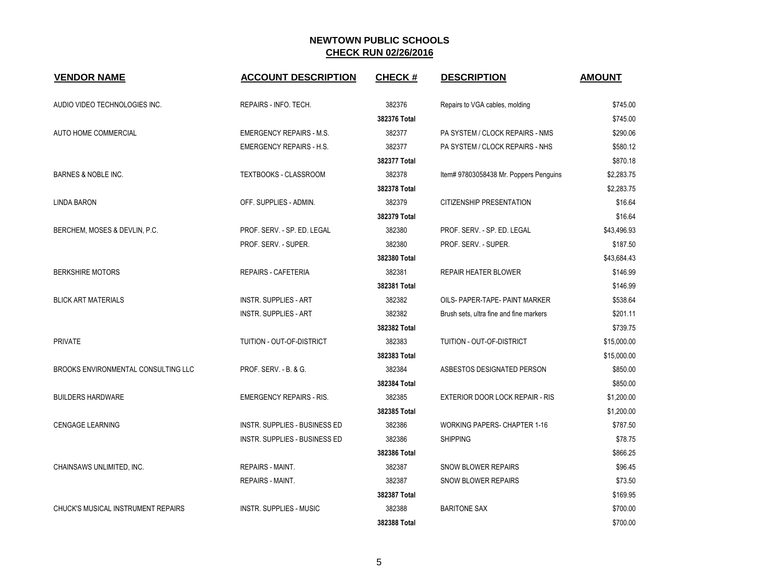# NEWTOWN PUBLIC SCHOOLS
## CHECK RUN 02/26/2016

| VENDOR NAME | ACCOUNT DESCRIPTION | CHECK # | DESCRIPTION | AMOUNT |
|---|---|---|---|---|
| AUDIO VIDEO TECHNOLOGIES INC. | REPAIRS - INFO. TECH. | 382376 | Repairs to VGA cables, molding | $745.00 |
| | | **382376 Total** | | $745.00 |
| AUTO HOME COMMERCIAL | EMERGENCY REPAIRS - M.S. | 382377 | PA SYSTEM / CLOCK REPAIRS - NMS | $290.06 |
| | EMERGENCY REPAIRS - H.S. | 382377 | PA SYSTEM / CLOCK REPAIRS - NHS | $580.12 |
| | | **382377 Total** | | $870.18 |
| BARNES & NOBLE INC. | TEXTBOOKS - CLASSROOM | 382378 | Item# 97803058438 Mr. Poppers Penguins | $2,283.75 |
| | | **382378 Total** | | $2,283.75 |
| LINDA BARON | OFF. SUPPLIES - ADMIN. | 382379 | CITIZENSHIP PRESENTATION | $16.64 |
| | | **382379 Total** | | $16.64 |
| BERCHEM, MOSES & DEVLIN, P.C. | PROF. SERV. - SP. ED. LEGAL | 382380 | PROF. SERV. - SP. ED. LEGAL | $43,496.93 |
| | PROF. SERV. - SUPER. | 382380 | PROF. SERV. - SUPER. | $187.50 |
| | | **382380 Total** | | $43,684.43 |
| BERKSHIRE MOTORS | REPAIRS - CAFETERIA | 382381 | REPAIR HEATER BLOWER | $146.99 |
| | | **382381 Total** | | $146.99 |
| BLICK ART MATERIALS | INSTR. SUPPLIES - ART | 382382 | OILS- PAPER-TAPE- PAINT MARKER | $538.64 |
| | INSTR. SUPPLIES - ART | 382382 | Brush sets, ultra fine and fine markers | $201.11 |
| | | **382382 Total** | | $739.75 |
| PRIVATE | TUITION - OUT-OF-DISTRICT | 382383 | TUITION - OUT-OF-DISTRICT | $15,000.00 |
| | | **382383 Total** | | $15,000.00 |
| BROOKS ENVIRONMENTAL CONSULTING LLC | PROF. SERV. - B. & G. | 382384 | ASBESTOS DESIGNATED PERSON | $850.00 |
| | | **382384 Total** | | $850.00 |
| BUILDERS HARDWARE | EMERGENCY REPAIRS - RIS. | 382385 | EXTERIOR DOOR LOCK REPAIR - RIS | $1,200.00 |
| | | **382385 Total** | | $1,200.00 |
| CENGAGE LEARNING | INSTR. SUPPLIES - BUSINESS ED | 382386 | WORKING PAPERS- CHAPTER 1-16 | $787.50 |
| | INSTR. SUPPLIES - BUSINESS ED | 382386 | SHIPPING | $78.75 |
| | | **382386 Total** | | $866.25 |
| CHAINSAWS UNLIMITED, INC. | REPAIRS - MAINT. | 382387 | SNOW BLOWER REPAIRS | $96.45 |
| | REPAIRS - MAINT. | 382387 | SNOW BLOWER REPAIRS | $73.50 |
| | | **382387 Total** | | $169.95 |
| CHUCK'S MUSICAL INSTRUMENT REPAIRS | INSTR. SUPPLIES - MUSIC | 382388 | BARITONE SAX | $700.00 |
| | | **382388 Total** | | $700.00 |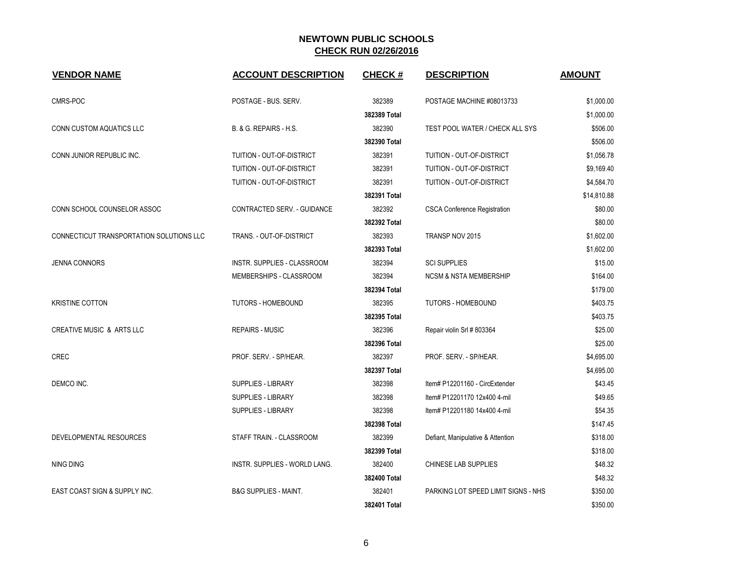# NEWTOWN PUBLIC SCHOOLS

## CHECK RUN 02/26/2016

| VENDOR NAME | ACCOUNT DESCRIPTION | CHECK # | DESCRIPTION | AMOUNT |
|---|---|---|---|---|
| CMRS-POC | POSTAGE - BUS. SERV. | 382389 | POSTAGE MACHINE #08013733 | $1,000.00 |
| | | **382389 Total** | | $1,000.00 |
| CONN CUSTOM AQUATICS LLC | B. & G. REPAIRS - H.S. | 382390 | TEST POOL WATER / CHECK ALL SYS | $506.00 |
| | | **382390 Total** | | $506.00 |
| CONN JUNIOR REPUBLIC INC. | TUITION - OUT-OF-DISTRICT | 382391 | TUITION - OUT-OF-DISTRICT | $1,056.78 |
| | TUITION - OUT-OF-DISTRICT | 382391 | TUITION - OUT-OF-DISTRICT | $9,169.40 |
| | TUITION - OUT-OF-DISTRICT | 382391 | TUITION - OUT-OF-DISTRICT | $4,584.70 |
| | | **382391 Total** | | $14,810.88 |
| CONN SCHOOL COUNSELOR ASSOC | CONTRACTED SERV. - GUIDANCE | 382392 | CSCA Conference Registration | $80.00 |
| | | **382392 Total** | | $80.00 |
| CONNECTICUT TRANSPORTATION SOLUTIONS LLC | TRANS. - OUT-OF-DISTRICT | 382393 | TRANSP NOV 2015 | $1,602.00 |
| | | **382393 Total** | | $1,602.00 |
| JENNA CONNORS | INSTR. SUPPLIES - CLASSROOM | 382394 | SCI SUPPLIES | $15.00 |
| | MEMBERSHIPS - CLASSROOM | 382394 | NCSM & NSTA MEMBERSHIP | $164.00 |
| | | **382394 Total** | | $179.00 |
| KRISTINE COTTON | TUTORS - HOMEBOUND | 382395 | TUTORS - HOMEBOUND | $403.75 |
| | | **382395 Total** | | $403.75 |
| CREATIVE MUSIC & ARTS LLC | REPAIRS - MUSIC | 382396 | Repair violin Srl # 803364 | $25.00 |
| | | **382396 Total** | | $25.00 |
| CREC | PROF. SERV. - SP/HEAR. | 382397 | PROF. SERV. - SP/HEAR. | $4,695.00 |
| | | **382397 Total** | | $4,695.00 |
| DEMCO INC. | SUPPLIES - LIBRARY | 382398 | Item# P12201160 - CircExtender | $43.45 |
| | SUPPLIES - LIBRARY | 382398 | Item# P12201170 12x400 4-mil | $49.65 |
| | SUPPLIES - LIBRARY | 382398 | Item# P12201180 14x400 4-mil | $54.35 |
| | | **382398 Total** | | $147.45 |
| DEVELOPMENTAL RESOURCES | STAFF TRAIN. - CLASSROOM | 382399 | Defiant, Manipulative & Attention | $318.00 |
| | | **382399 Total** | | $318.00 |
| NING DING | INSTR. SUPPLIES - WORLD LANG. | 382400 | CHINESE LAB SUPPLIES | $48.32 |
| | | **382400 Total** | | $48.32 |
| EAST COAST SIGN & SUPPLY INC. | B&G SUPPLIES - MAINT. | 382401 | PARKING LOT SPEED LIMIT SIGNS - NHS | $350.00 |
| | | **382401 Total** | | $350.00 |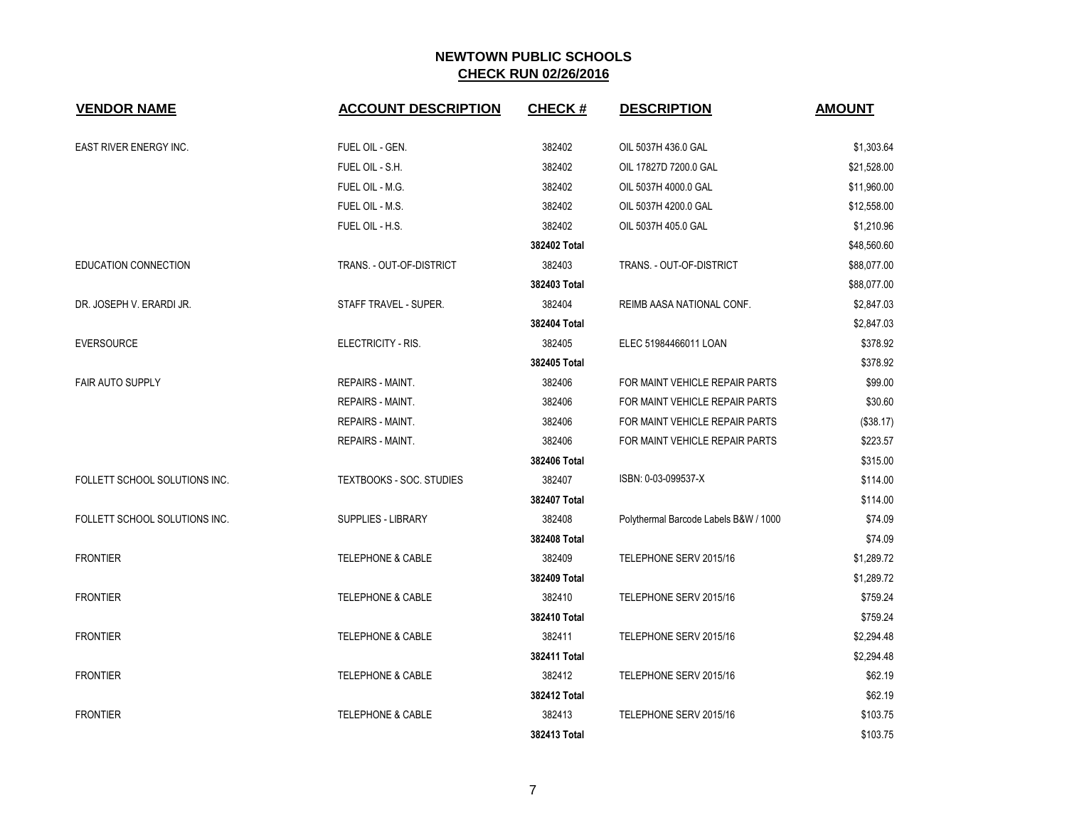# NEWTOWN PUBLIC SCHOOLS

## CHECK RUN 02/26/2016

| VENDOR NAME | ACCOUNT DESCRIPTION | CHECK # | DESCRIPTION | AMOUNT |
|---|---|---|---|---|
| EAST RIVER ENERGY INC. | FUEL OIL - GEN. | 382402 | OIL 5037H 436.0 GAL | $1,303.64 |
| | FUEL OIL - S.H. | 382402 | OIL 17827D 7200.0 GAL | $21,528.00 |
| | FUEL OIL - M.G. | 382402 | OIL 5037H 4000.0 GAL | $11,960.00 |
| | FUEL OIL - M.S. | 382402 | OIL 5037H 4200.0 GAL | $12,558.00 |
| | FUEL OIL - H.S. | 382402 | OIL 5037H 405.0 GAL | $1,210.96 |
| | | **382402 Total** | | $48,560.60 |
| EDUCATION CONNECTION | TRANS. - OUT-OF-DISTRICT | 382403 | TRANS. - OUT-OF-DISTRICT | $88,077.00 |
| | | **382403 Total** | | $88,077.00 |
| DR. JOSEPH V. ERARDI JR. | STAFF TRAVEL - SUPER. | 382404 | REIMB AASA NATIONAL CONF. | $2,847.03 |
| | | **382404 Total** | | $2,847.03 |
| EVERSOURCE | ELECTRICITY - RIS. | 382405 | ELEC 51984466011 LOAN | $378.92 |
| | | **382405 Total** | | $378.92 |
| FAIR AUTO SUPPLY | REPAIRS - MAINT. | 382406 | FOR MAINT VEHICLE REPAIR PARTS | $99.00 |
| | REPAIRS - MAINT. | 382406 | FOR MAINT VEHICLE REPAIR PARTS | $30.60 |
| | REPAIRS - MAINT. | 382406 | FOR MAINT VEHICLE REPAIR PARTS | ($38.17) |
| | REPAIRS - MAINT. | 382406 | FOR MAINT VEHICLE REPAIR PARTS | $223.57 |
| | | **382406 Total** | | $315.00 |
| FOLLETT SCHOOL SOLUTIONS INC. | TEXTBOOKS - SOC. STUDIES | 382407 | ISBN: 0-03-099537-X | $114.00 |
| | | **382407 Total** | | $114.00 |
| FOLLETT SCHOOL SOLUTIONS INC. | SUPPLIES - LIBRARY | 382408 | Polythermal Barcode Labels B&W / 1000 | $74.09 |
| | | **382408 Total** | | $74.09 |
| FRONTIER | TELEPHONE & CABLE | 382409 | TELEPHONE SERV 2015/16 | $1,289.72 |
| | | **382409 Total** | | $1,289.72 |
| FRONTIER | TELEPHONE & CABLE | 382410 | TELEPHONE SERV 2015/16 | $759.24 |
| | | **382410 Total** | | $759.24 |
| FRONTIER | TELEPHONE & CABLE | 382411 | TELEPHONE SERV 2015/16 | $2,294.48 |
| | | **382411 Total** | | $2,294.48 |
| FRONTIER | TELEPHONE & CABLE | 382412 | TELEPHONE SERV 2015/16 | $62.19 |
| | | **382412 Total** | | $62.19 |
| FRONTIER | TELEPHONE & CABLE | 382413 | TELEPHONE SERV 2015/16 | $103.75 |
| | | **382413 Total** | | $103.75 |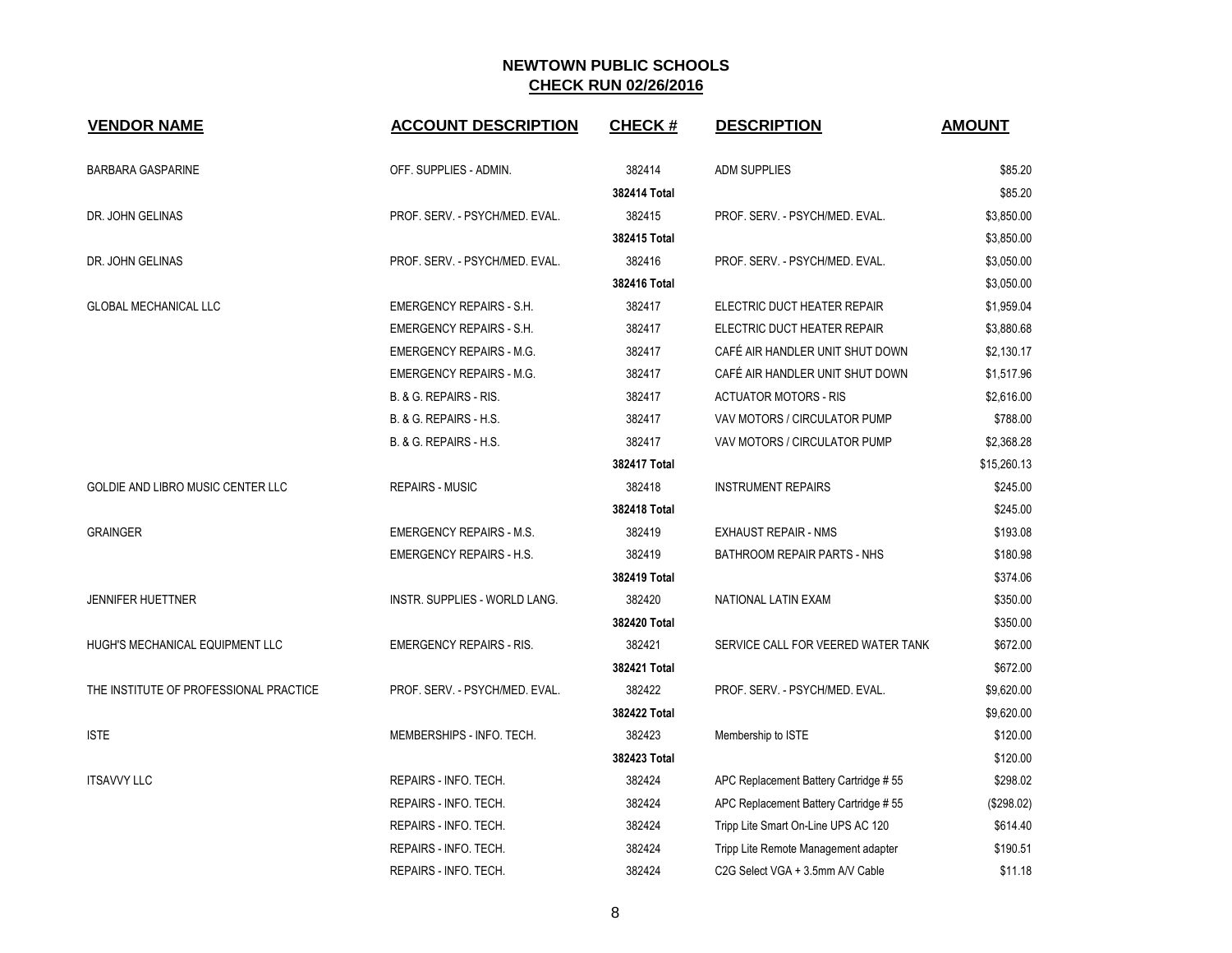# NEWTOWN PUBLIC SCHOOLS

## CHECK RUN 02/26/2016

| VENDOR NAME | ACCOUNT DESCRIPTION | CHECK # | DESCRIPTION | AMOUNT |
|---|---|---|---|---|
| BARBARA GASPARINE | OFF. SUPPLIES - ADMIN. | 382414 | ADM SUPPLIES | $85.20 |
| | | 382414 Total | | $85.20 |
| DR. JOHN GELINAS | PROF. SERV. - PSYCH/MED. EVAL. | 382415 | PROF. SERV. - PSYCH/MED. EVAL. | $3,850.00 |
| | | 382415 Total | | $3,850.00 |
| DR. JOHN GELINAS | PROF. SERV. - PSYCH/MED. EVAL. | 382416 | PROF. SERV. - PSYCH/MED. EVAL. | $3,050.00 |
| | | 382416 Total | | $3,050.00 |
| GLOBAL MECHANICAL LLC | EMERGENCY REPAIRS - S.H. | 382417 | ELECTRIC DUCT HEATER REPAIR | $1,959.04 |
| | EMERGENCY REPAIRS - S.H. | 382417 | ELECTRIC DUCT HEATER REPAIR | $3,880.68 |
| | EMERGENCY REPAIRS - M.G. | 382417 | CAFÉ AIR HANDLER UNIT SHUT DOWN | $2,130.17 |
| | EMERGENCY REPAIRS - M.G. | 382417 | CAFÉ AIR HANDLER UNIT SHUT DOWN | $1,517.96 |
| | B. & G. REPAIRS - RIS. | 382417 | ACTUATOR MOTORS - RIS | $2,616.00 |
| | B. & G. REPAIRS - H.S. | 382417 | VAV MOTORS / CIRCULATOR PUMP | $788.00 |
| | B. & G. REPAIRS - H.S. | 382417 | VAV MOTORS / CIRCULATOR PUMP | $2,368.28 |
| | | 382417 Total | | $15,260.13 |
| GOLDIE AND LIBRO MUSIC CENTER LLC | REPAIRS - MUSIC | 382418 | INSTRUMENT REPAIRS | $245.00 |
| | | 382418 Total | | $245.00 |
| GRAINGER | EMERGENCY REPAIRS - M.S. | 382419 | EXHAUST REPAIR - NMS | $193.08 |
| | EMERGENCY REPAIRS - H.S. | 382419 | BATHROOM REPAIR PARTS - NHS | $180.98 |
| | | 382419 Total | | $374.06 |
| JENNIFER HUETTNER | INSTR. SUPPLIES - WORLD LANG. | 382420 | NATIONAL LATIN EXAM | $350.00 |
| | | 382420 Total | | $350.00 |
| HUGH'S MECHANICAL EQUIPMENT LLC | EMERGENCY REPAIRS - RIS. | 382421 | SERVICE CALL FOR VEERED WATER TANK | $672.00 |
| | | 382421 Total | | $672.00 |
| THE INSTITUTE OF PROFESSIONAL PRACTICE | PROF. SERV. - PSYCH/MED. EVAL. | 382422 | PROF. SERV. - PSYCH/MED. EVAL. | $9,620.00 |
| | | 382422 Total | | $9,620.00 |
| ISTE | MEMBERSHIPS - INFO. TECH. | 382423 | Membership to ISTE | $120.00 |
| | | 382423 Total | | $120.00 |
| ITSAVVY LLC | REPAIRS - INFO. TECH. | 382424 | APC Replacement Battery Cartridge # 55 | $298.02 |
| | REPAIRS - INFO. TECH. | 382424 | APC Replacement Battery Cartridge # 55 | ($298.02) |
| | REPAIRS - INFO. TECH. | 382424 | Tripp Lite Smart On-Line UPS AC 120 | $614.40 |
| | REPAIRS - INFO. TECH. | 382424 | Tripp Lite Remote Management adapter | $190.51 |
| | REPAIRS - INFO. TECH. | 382424 | C2G Select VGA + 3.5mm A/V Cable | $11.18 |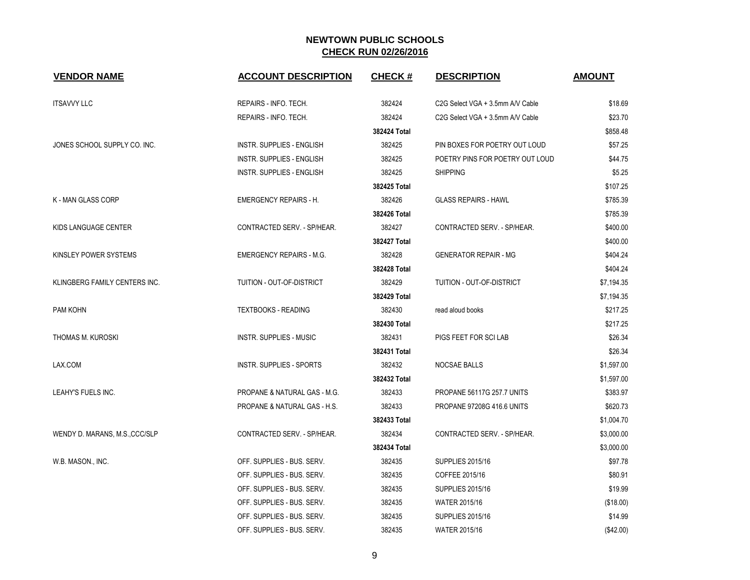# NEWTOWN PUBLIC SCHOOLS

## CHECK RUN 02/26/2016

| VENDOR NAME | ACCOUNT DESCRIPTION | CHECK # | DESCRIPTION | AMOUNT |
|---|---|---|---|---|
| ITSAVVY LLC | REPAIRS - INFO. TECH. | 382424 | C2G Select VGA + 3.5mm A/V Cable | $18.69 |
| | REPAIRS - INFO. TECH. | 382424 | C2G Select VGA + 3.5mm A/V Cable | $23.70 |
| | | 382424 Total | | $858.48 |
| JONES SCHOOL SUPPLY CO. INC. | INSTR. SUPPLIES - ENGLISH | 382425 | PIN BOXES FOR POETRY OUT LOUD | $57.25 |
| | INSTR. SUPPLIES - ENGLISH | 382425 | POETRY PINS FOR POETRY OUT LOUD | $44.75 |
| | INSTR. SUPPLIES - ENGLISH | 382425 | SHIPPING | $5.25 |
| | | 382425 Total | | $107.25 |
| K - MAN GLASS CORP | EMERGENCY REPAIRS - H. | 382426 | GLASS REPAIRS - HAWL | $785.39 |
| | | 382426 Total | | $785.39 |
| KIDS LANGUAGE CENTER | CONTRACTED SERV. - SP/HEAR. | 382427 | CONTRACTED SERV. - SP/HEAR. | $400.00 |
| | | 382427 Total | | $400.00 |
| KINSLEY POWER SYSTEMS | EMERGENCY REPAIRS - M.G. | 382428 | GENERATOR REPAIR - MG | $404.24 |
| | | 382428 Total | | $404.24 |
| KLINGBERG FAMILY CENTERS INC. | TUITION - OUT-OF-DISTRICT | 382429 | TUITION - OUT-OF-DISTRICT | $7,194.35 |
| | | 382429 Total | | $7,194.35 |
| PAM KOHN | TEXTBOOKS - READING | 382430 | read aloud books | $217.25 |
| | | 382430 Total | | $217.25 |
| THOMAS M. KUROSKI | INSTR. SUPPLIES - MUSIC | 382431 | PIGS FEET FOR SCI LAB | $26.34 |
| | | 382431 Total | | $26.34 |
| LAX.COM | INSTR. SUPPLIES - SPORTS | 382432 | NOCSAE BALLS | $1,597.00 |
| | | 382432 Total | | $1,597.00 |
| LEAHY'S FUELS INC. | PROPANE & NATURAL GAS - M.G. | 382433 | PROPANE 56117G 257.7 UNITS | $383.97 |
| | PROPANE & NATURAL GAS - H.S. | 382433 | PROPANE 97208G 416.6 UNITS | $620.73 |
| | | 382433 Total | | $1,004.70 |
| WENDY D. MARANS, M.S.,CCC/SLP | CONTRACTED SERV. - SP/HEAR. | 382434 | CONTRACTED SERV. - SP/HEAR. | $3,000.00 |
| | | 382434 Total | | $3,000.00 |
| W.B. MASON., INC. | OFF. SUPPLIES - BUS. SERV. | 382435 | SUPPLIES 2015/16 | $97.78 |
| | OFF. SUPPLIES - BUS. SERV. | 382435 | COFFEE 2015/16 | $80.91 |
| | OFF. SUPPLIES - BUS. SERV. | 382435 | SUPPLIES 2015/16 | $19.99 |
| | OFF. SUPPLIES - BUS. SERV. | 382435 | WATER 2015/16 | ($18.00) |
| | OFF. SUPPLIES - BUS. SERV. | 382435 | SUPPLIES 2015/16 | $14.99 |
| | OFF. SUPPLIES - BUS. SERV. | 382435 | WATER 2015/16 | ($42.00) |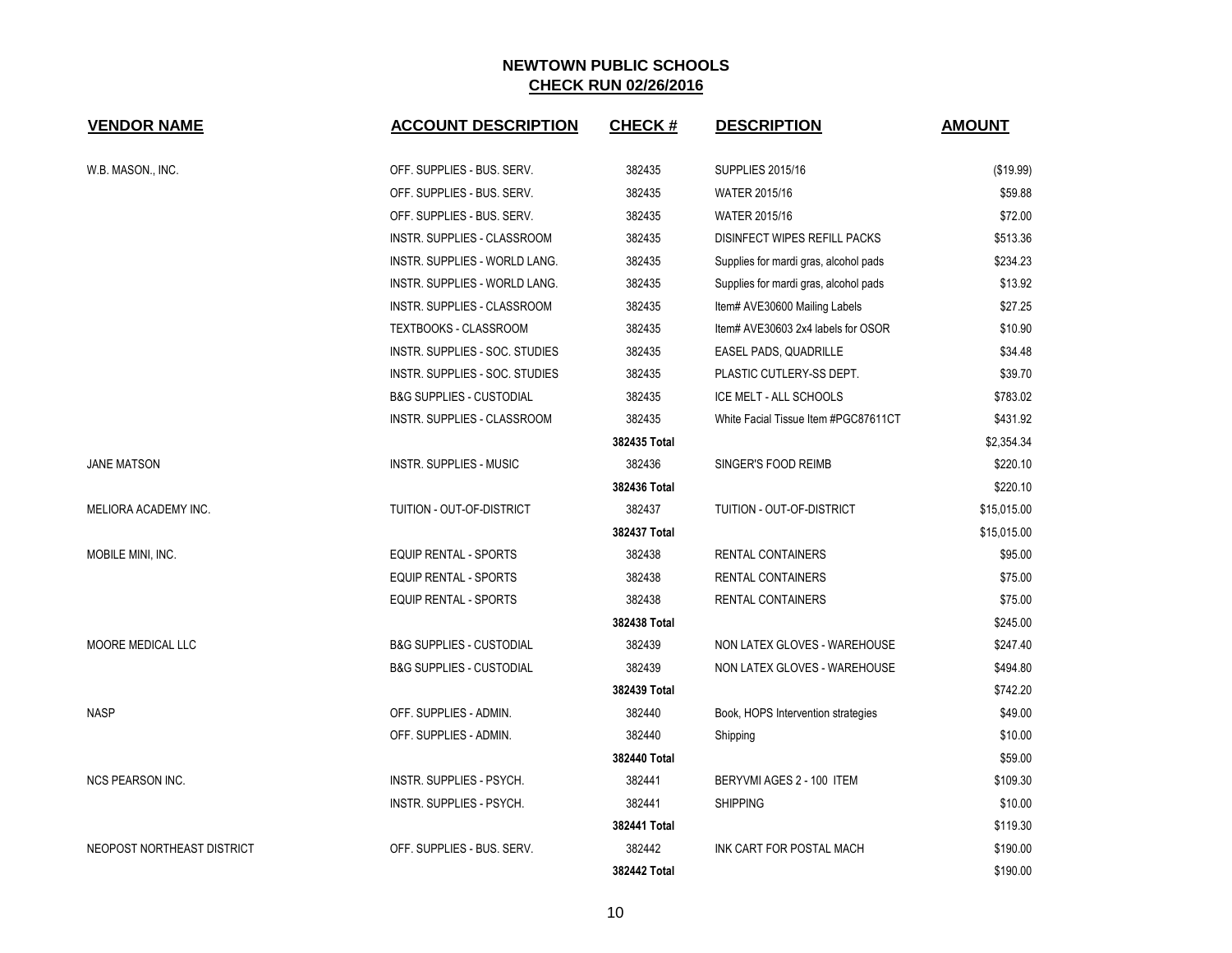# NEWTOWN PUBLIC SCHOOLS

## CHECK RUN 02/26/2016

| VENDOR NAME | ACCOUNT DESCRIPTION | CHECK # | DESCRIPTION | AMOUNT |
|---|---|---|---|---|
| W.B. MASON., INC. | OFF. SUPPLIES - BUS. SERV. | 382435 | SUPPLIES 2015/16 | ($19.99) |
| | OFF. SUPPLIES - BUS. SERV. | 382435 | WATER 2015/16 | $59.88 |
| | OFF. SUPPLIES - BUS. SERV. | 382435 | WATER 2015/16 | $72.00 |
| | INSTR. SUPPLIES - CLASSROOM | 382435 | DISINFECT WIPES REFILL PACKS | $513.36 |
| | INSTR. SUPPLIES - WORLD LANG. | 382435 | Supplies for mardi gras, alcohol pads | $234.23 |
| | INSTR. SUPPLIES - WORLD LANG. | 382435 | Supplies for mardi gras, alcohol pads | $13.92 |
| | INSTR. SUPPLIES - CLASSROOM | 382435 | Item# AVE30600 Mailing Labels | $27.25 |
| | TEXTBOOKS - CLASSROOM | 382435 | Item# AVE30603 2x4 labels for OSOR | $10.90 |
| | INSTR. SUPPLIES - SOC. STUDIES | 382435 | EASEL PADS, QUADRILLE | $34.48 |
| | INSTR. SUPPLIES - SOC. STUDIES | 382435 | PLASTIC CUTLERY-SS DEPT. | $39.70 |
| | B&G SUPPLIES - CUSTODIAL | 382435 | ICE MELT - ALL SCHOOLS | $783.02 |
| | INSTR. SUPPLIES - CLASSROOM | 382435 | White Facial Tissue Item #PGC87611CT | $431.92 |
| | | **382435 Total** | | $2,354.34 |
| JANE MATSON | INSTR. SUPPLIES - MUSIC | 382436 | SINGER'S FOOD REIMB | $220.10 |
| | | **382436 Total** | | $220.10 |
| MELIORA ACADEMY INC. | TUITION - OUT-OF-DISTRICT | 382437 | TUITION - OUT-OF-DISTRICT | $15,015.00 |
| | | **382437 Total** | | $15,015.00 |
| MOBILE MINI, INC. | EQUIP RENTAL - SPORTS | 382438 | RENTAL CONTAINERS | $95.00 |
| | EQUIP RENTAL - SPORTS | 382438 | RENTAL CONTAINERS | $75.00 |
| | EQUIP RENTAL - SPORTS | 382438 | RENTAL CONTAINERS | $75.00 |
| | | **382438 Total** | | $245.00 |
| MOORE MEDICAL LLC | B&G SUPPLIES - CUSTODIAL | 382439 | NON LATEX GLOVES - WAREHOUSE | $247.40 |
| | B&G SUPPLIES - CUSTODIAL | 382439 | NON LATEX GLOVES - WAREHOUSE | $494.80 |
| | | **382439 Total** | | $742.20 |
| NASP | OFF. SUPPLIES - ADMIN. | 382440 | Book, HOPS Intervention strategies | $49.00 |
| | OFF. SUPPLIES - ADMIN. | 382440 | Shipping | $10.00 |
| | | **382440 Total** | | $59.00 |
| NCS PEARSON INC. | INSTR. SUPPLIES - PSYCH. | 382441 | BERYVMI AGES 2 - 100 ITEM | $109.30 |
| | INSTR. SUPPLIES - PSYCH. | 382441 | SHIPPING | $10.00 |
| | | **382441 Total** | | $119.30 |
| NEOPOST NORTHEAST DISTRICT | OFF. SUPPLIES - BUS. SERV. | 382442 | INK CART FOR POSTAL MACH | $190.00 |
| | | **382442 Total** | | $190.00 |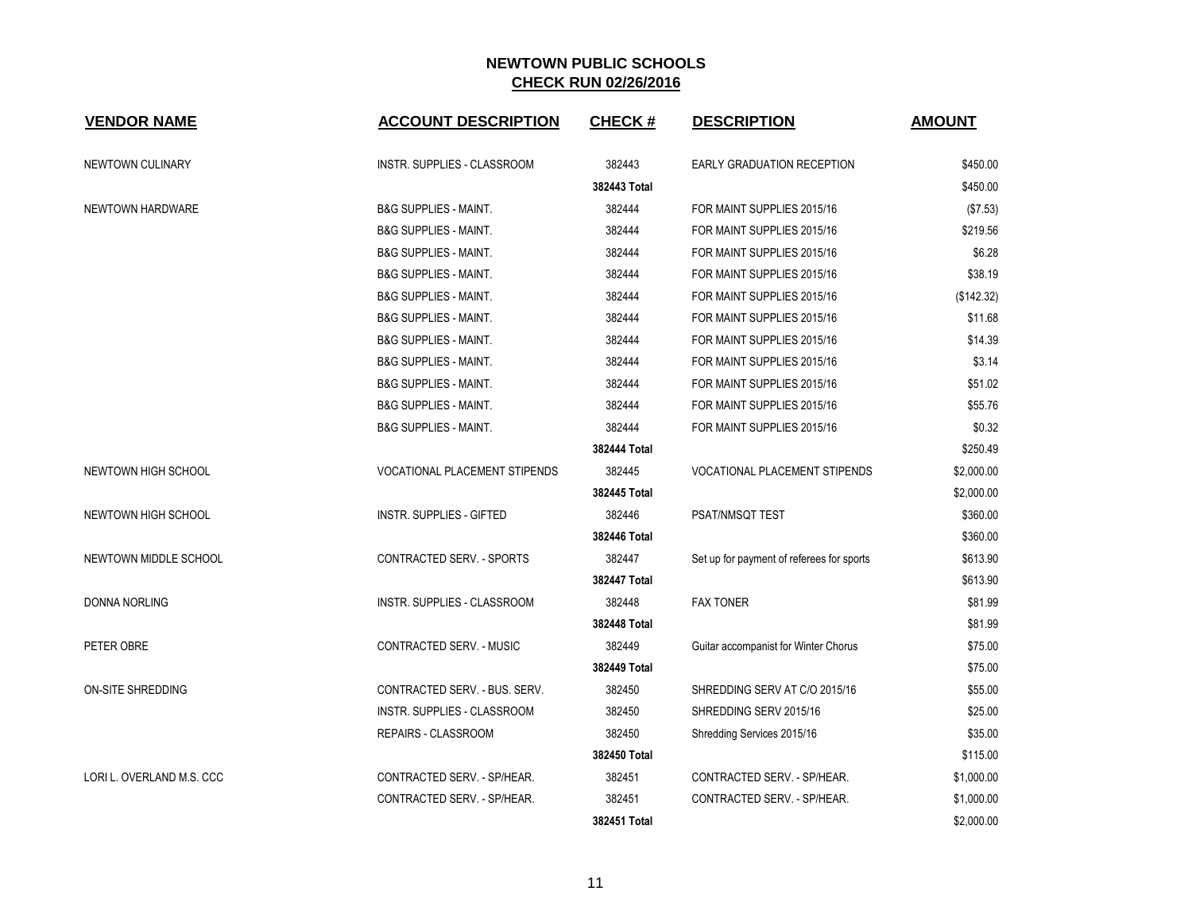# NEWTOWN PUBLIC SCHOOLS

## CHECK RUN 02/26/2016

| VENDOR NAME | ACCOUNT DESCRIPTION | CHECK # | DESCRIPTION | AMOUNT |
|---|---|---|---|---|
| NEWTOWN CULINARY | INSTR. SUPPLIES - CLASSROOM | 382443 | EARLY GRADUATION RECEPTION | $450.00 |
| | | **382443 Total** | | $450.00 |
| NEWTOWN HARDWARE | B&G SUPPLIES - MAINT. | 382444 | FOR MAINT SUPPLIES 2015/16 | ($7.53) |
| | B&G SUPPLIES - MAINT. | 382444 | FOR MAINT SUPPLIES 2015/16 | $219.56 |
| | B&G SUPPLIES - MAINT. | 382444 | FOR MAINT SUPPLIES 2015/16 | $6.28 |
| | B&G SUPPLIES - MAINT. | 382444 | FOR MAINT SUPPLIES 2015/16 | $38.19 |
| | B&G SUPPLIES - MAINT. | 382444 | FOR MAINT SUPPLIES 2015/16 | ($142.32) |
| | B&G SUPPLIES - MAINT. | 382444 | FOR MAINT SUPPLIES 2015/16 | $11.68 |
| | B&G SUPPLIES - MAINT. | 382444 | FOR MAINT SUPPLIES 2015/16 | $14.39 |
| | B&G SUPPLIES - MAINT. | 382444 | FOR MAINT SUPPLIES 2015/16 | $3.14 |
| | B&G SUPPLIES - MAINT. | 382444 | FOR MAINT SUPPLIES 2015/16 | $51.02 |
| | B&G SUPPLIES - MAINT. | 382444 | FOR MAINT SUPPLIES 2015/16 | $55.76 |
| | B&G SUPPLIES - MAINT. | 382444 | FOR MAINT SUPPLIES 2015/16 | $0.32 |
| | | **382444 Total** | | $250.49 |
| NEWTOWN HIGH SCHOOL | VOCATIONAL PLACEMENT STIPENDS | 382445 | VOCATIONAL PLACEMENT STIPENDS | $2,000.00 |
| | | **382445 Total** | | $2,000.00 |
| NEWTOWN HIGH SCHOOL | INSTR. SUPPLIES - GIFTED | 382446 | PSAT/NMSQT TEST | $360.00 |
| | | **382446 Total** | | $360.00 |
| NEWTOWN MIDDLE SCHOOL | CONTRACTED SERV. - SPORTS | 382447 | Set up for payment of referees for sports | $613.90 |
| | | **382447 Total** | | $613.90 |
| DONNA NORLING | INSTR. SUPPLIES - CLASSROOM | 382448 | FAX TONER | $81.99 |
| | | **382448 Total** | | $81.99 |
| PETER OBRE | CONTRACTED SERV. - MUSIC | 382449 | Guitar accompanist for Winter Chorus | $75.00 |
| | | **382449 Total** | | $75.00 |
| ON-SITE SHREDDING | CONTRACTED SERV. - BUS. SERV. | 382450 | SHREDDING SERV AT C/O 2015/16 | $55.00 |
| | INSTR. SUPPLIES - CLASSROOM | 382450 | SHREDDING SERV 2015/16 | $25.00 |
| | REPAIRS - CLASSROOM | 382450 | Shredding Services 2015/16 | $35.00 |
| | | **382450 Total** | | $115.00 |
| LORI L. OVERLAND M.S. CCC | CONTRACTED SERV. - SP/HEAR. | 382451 | CONTRACTED SERV. - SP/HEAR. | $1,000.00 |
| | CONTRACTED SERV. - SP/HEAR. | 382451 | CONTRACTED SERV. - SP/HEAR. | $1,000.00 |
| | | **382451 Total** | | $2,000.00 |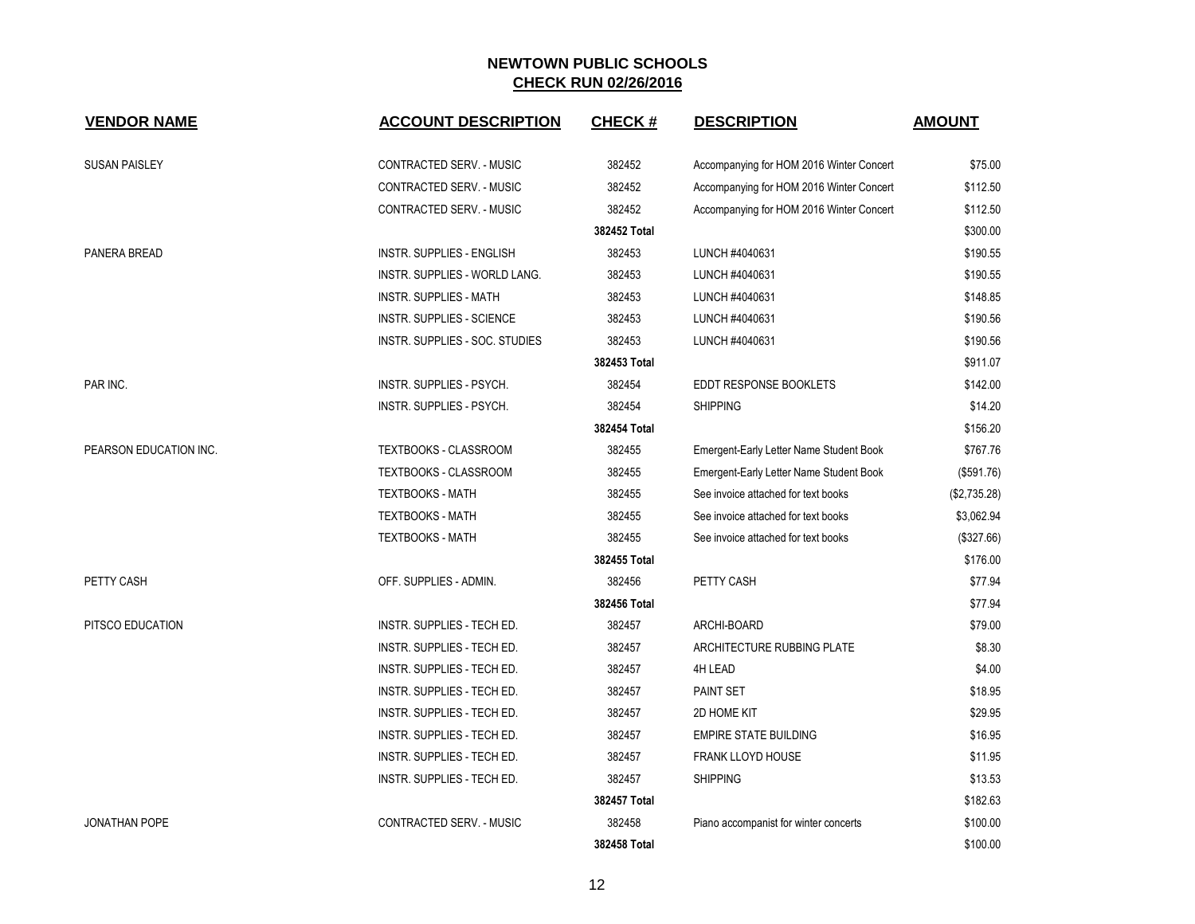## NEWTOWN PUBLIC SCHOOLS

**CHECK RUN 02/26/2016**

| VENDOR NAME | ACCOUNT DESCRIPTION | CHECK # | DESCRIPTION | AMOUNT |
|---|---|---|---|---|
| SUSAN PAISLEY | CONTRACTED SERV. - MUSIC | 382452 | Accompanying for HOM 2016 Winter Concert | $75.00 |
| | CONTRACTED SERV. - MUSIC | 382452 | Accompanying for HOM 2016 Winter Concert | $112.50 |
| | CONTRACTED SERV. - MUSIC | 382452 | Accompanying for HOM 2016 Winter Concert | $112.50 |
| | | **382452 Total** | | $300.00 |
| PANERA BREAD | INSTR. SUPPLIES - ENGLISH | 382453 | LUNCH #4040631 | $190.55 |
| | INSTR. SUPPLIES - WORLD LANG. | 382453 | LUNCH #4040631 | $190.55 |
| | INSTR. SUPPLIES - MATH | 382453 | LUNCH #4040631 | $148.85 |
| | INSTR. SUPPLIES - SCIENCE | 382453 | LUNCH #4040631 | $190.56 |
| | INSTR. SUPPLIES - SOC. STUDIES | 382453 | LUNCH #4040631 | $190.56 |
| | | **382453 Total** | | $911.07 |
| PAR INC. | INSTR. SUPPLIES - PSYCH. | 382454 | EDDT RESPONSE BOOKLETS | $142.00 |
| | INSTR. SUPPLIES - PSYCH. | 382454 | SHIPPING | $14.20 |
| | | **382454 Total** | | $156.20 |
| PEARSON EDUCATION INC. | TEXTBOOKS - CLASSROOM | 382455 | Emergent-Early Letter Name Student Book | $767.76 |
| | TEXTBOOKS - CLASSROOM | 382455 | Emergent-Early Letter Name Student Book | ($591.76) |
| | TEXTBOOKS - MATH | 382455 | See invoice attached for text books | ($2,735.28) |
| | TEXTBOOKS - MATH | 382455 | See invoice attached for text books | $3,062.94 |
| | TEXTBOOKS - MATH | 382455 | See invoice attached for text books | ($327.66) |
| | | **382455 Total** | | $176.00 |
| PETTY CASH | OFF. SUPPLIES - ADMIN. | 382456 | PETTY CASH | $77.94 |
| | | **382456 Total** | | $77.94 |
| PITSCO EDUCATION | INSTR. SUPPLIES - TECH ED. | 382457 | ARCHI-BOARD | $79.00 |
| | INSTR. SUPPLIES - TECH ED. | 382457 | ARCHITECTURE RUBBING PLATE | $8.30 |
| | INSTR. SUPPLIES - TECH ED. | 382457 | 4H LEAD | $4.00 |
| | INSTR. SUPPLIES - TECH ED. | 382457 | PAINT SET | $18.95 |
| | INSTR. SUPPLIES - TECH ED. | 382457 | 2D HOME KIT | $29.95 |
| | INSTR. SUPPLIES - TECH ED. | 382457 | EMPIRE STATE BUILDING | $16.95 |
| | INSTR. SUPPLIES - TECH ED. | 382457 | FRANK LLOYD HOUSE | $11.95 |
| | INSTR. SUPPLIES - TECH ED. | 382457 | SHIPPING | $13.53 |
| | | **382457 Total** | | $182.63 |
| JONATHAN POPE | CONTRACTED SERV. - MUSIC | 382458 | Piano accompanist for winter concerts | $100.00 |
| | | **382458 Total** | | $100.00 |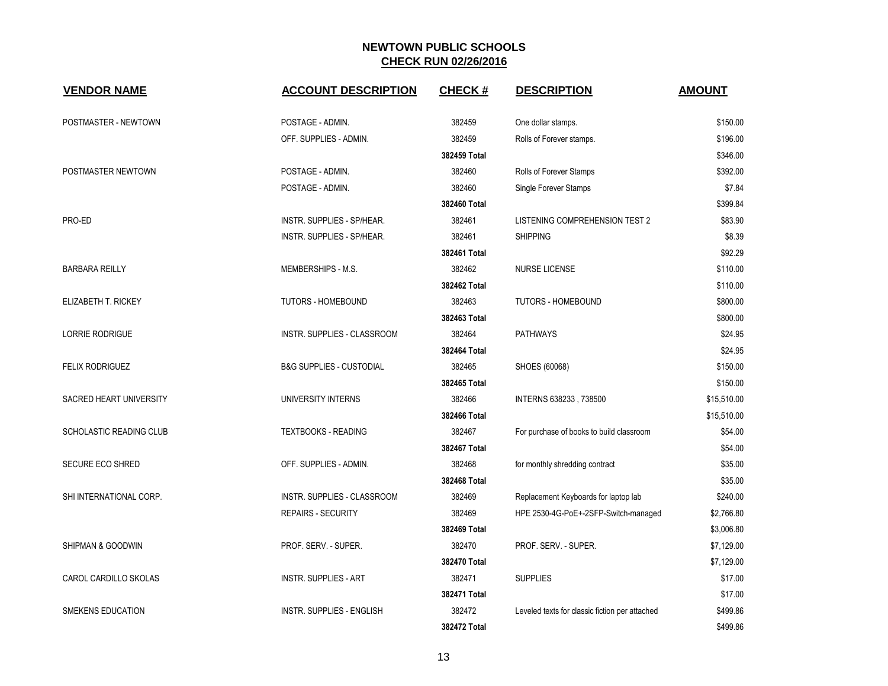# NEWTOWN PUBLIC SCHOOLS

## CHECK RUN 02/26/2016

| VENDOR NAME | ACCOUNT DESCRIPTION | CHECK # | DESCRIPTION | AMOUNT |
|---|---|---|---|---|
| POSTMASTER - NEWTOWN | POSTAGE - ADMIN. | 382459 | One dollar stamps. | $150.00 |
| | OFF. SUPPLIES - ADMIN. | 382459 | Rolls of Forever stamps. | $196.00 |
| | | **382459 Total** | | $346.00 |
| POSTMASTER NEWTOWN | POSTAGE - ADMIN. | 382460 | Rolls of Forever Stamps | $392.00 |
| | POSTAGE - ADMIN. | 382460 | Single Forever Stamps | $7.84 |
| | | **382460 Total** | | $399.84 |
| PRO-ED | INSTR. SUPPLIES - SP/HEAR. | 382461 | LISTENING COMPREHENSION TEST 2 | $83.90 |
| | INSTR. SUPPLIES - SP/HEAR. | 382461 | SHIPPING | $8.39 |
| | | **382461 Total** | | $92.29 |
| BARBARA REILLY | MEMBERSHIPS - M.S. | 382462 | NURSE LICENSE | $110.00 |
| | | **382462 Total** | | $110.00 |
| ELIZABETH T. RICKEY | TUTORS - HOMEBOUND | 382463 | TUTORS - HOMEBOUND | $800.00 |
| | | **382463 Total** | | $800.00 |
| LORRIE RODRIGUE | INSTR. SUPPLIES - CLASSROOM | 382464 | PATHWAYS | $24.95 |
| | | **382464 Total** | | $24.95 |
| FELIX RODRIGUEZ | B&G SUPPLIES - CUSTODIAL | 382465 | SHOES (60068) | $150.00 |
| | | **382465 Total** | | $150.00 |
| SACRED HEART UNIVERSITY | UNIVERSITY INTERNS | 382466 | INTERNS 638233 , 738500 | $15,510.00 |
| | | **382466 Total** | | $15,510.00 |
| SCHOLASTIC READING CLUB | TEXTBOOKS - READING | 382467 | For purchase of books to build classroom | $54.00 |
| | | **382467 Total** | | $54.00 |
| SECURE ECO SHRED | OFF. SUPPLIES - ADMIN. | 382468 | for monthly shredding contract | $35.00 |
| | | **382468 Total** | | $35.00 |
| SHI INTERNATIONAL CORP. | INSTR. SUPPLIES - CLASSROOM | 382469 | Replacement Keyboards for laptop lab | $240.00 |
| | REPAIRS - SECURITY | 382469 | HPE 2530-4G-PoE+-2SFP-Switch-managed | $2,766.80 |
| | | **382469 Total** | | $3,006.80 |
| SHIPMAN & GOODWIN | PROF. SERV. - SUPER. | 382470 | PROF. SERV. - SUPER. | $7,129.00 |
| | | **382470 Total** | | $7,129.00 |
| CAROL CARDILLO SKOLAS | INSTR. SUPPLIES - ART | 382471 | SUPPLIES | $17.00 |
| | | **382471 Total** | | $17.00 |
| SMEKENS EDUCATION | INSTR. SUPPLIES - ENGLISH | 382472 | Leveled texts for classic fiction per attached | $499.86 |
| | | **382472 Total** | | $499.86 |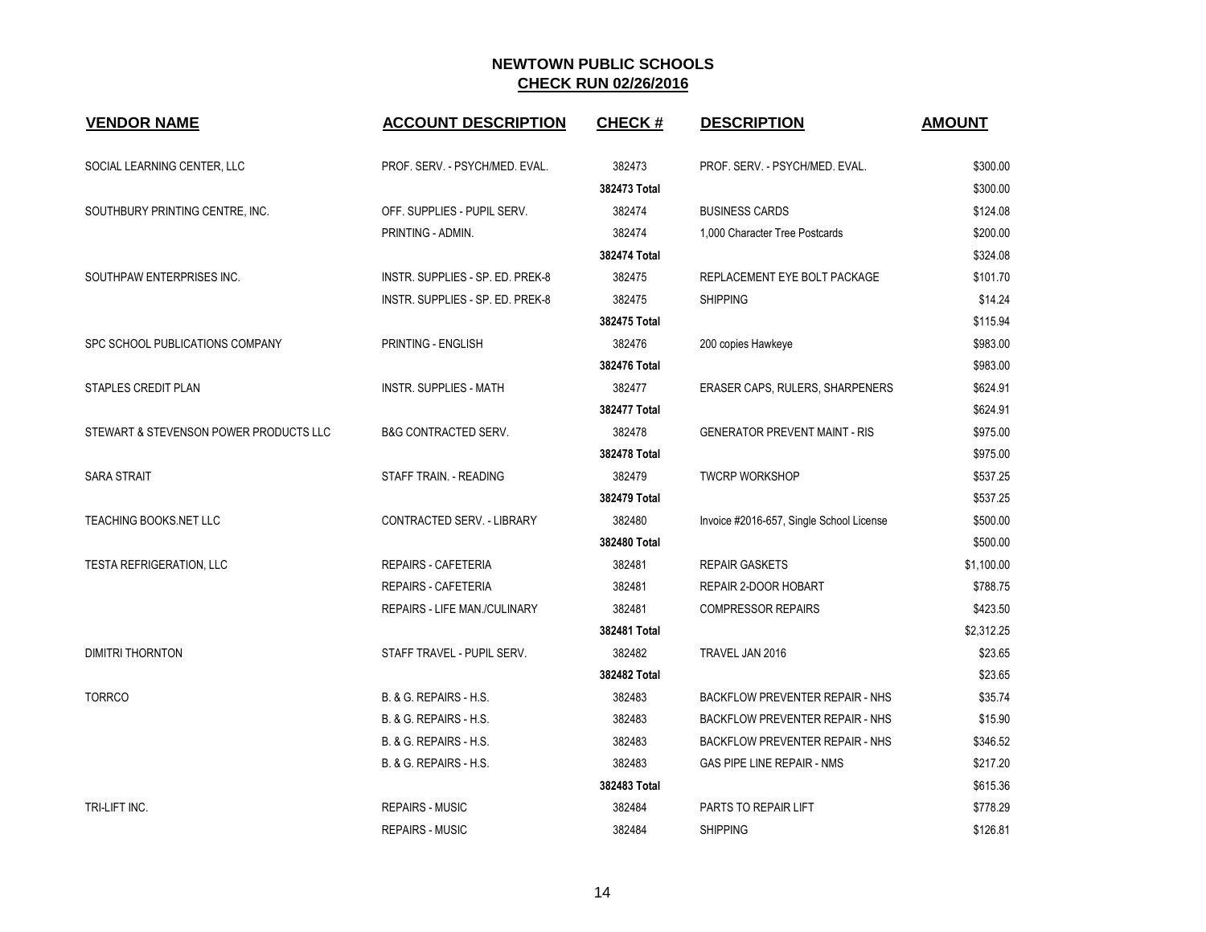## NEWTOWN PUBLIC SCHOOLS
## CHECK RUN 02/26/2016

| VENDOR NAME | ACCOUNT DESCRIPTION | CHECK # | DESCRIPTION | AMOUNT |
|---|---|---|---|---|
| SOCIAL LEARNING CENTER, LLC | PROF. SERV. - PSYCH/MED. EVAL. | 382473 | PROF. SERV. - PSYCH/MED. EVAL. | $300.00 |
| | | **382473 Total** | | $300.00 |
| SOUTHBURY PRINTING CENTRE, INC. | OFF. SUPPLIES - PUPIL SERV. | 382474 | BUSINESS CARDS | $124.08 |
| | PRINTING - ADMIN. | 382474 | 1,000 Character Tree Postcards | $200.00 |
| | | **382474 Total** | | $324.08 |
| SOUTHPAW ENTERPRISES INC. | INSTR. SUPPLIES - SP. ED. PREK-8 | 382475 | REPLACEMENT EYE BOLT PACKAGE | $101.70 |
| | INSTR. SUPPLIES - SP. ED. PREK-8 | 382475 | SHIPPING | $14.24 |
| | | **382475 Total** | | $115.94 |
| SPC SCHOOL PUBLICATIONS COMPANY | PRINTING - ENGLISH | 382476 | 200 copies Hawkeye | $983.00 |
| | | **382476 Total** | | $983.00 |
| STAPLES CREDIT PLAN | INSTR. SUPPLIES - MATH | 382477 | ERASER CAPS, RULERS, SHARPENERS | $624.91 |
| | | **382477 Total** | | $624.91 |
| STEWART & STEVENSON POWER PRODUCTS LLC | B&G CONTRACTED SERV. | 382478 | GENERATOR PREVENT MAINT - RIS | $975.00 |
| | | **382478 Total** | | $975.00 |
| SARA STRAIT | STAFF TRAIN. - READING | 382479 | TWCRP WORKSHOP | $537.25 |
| | | **382479 Total** | | $537.25 |
| TEACHING BOOKS.NET LLC | CONTRACTED SERV. - LIBRARY | 382480 | Invoice #2016-657, Single School License | $500.00 |
| | | **382480 Total** | | $500.00 |
| TESTA REFRIGERATION, LLC | REPAIRS - CAFETERIA | 382481 | REPAIR GASKETS | $1,100.00 |
| | REPAIRS - CAFETERIA | 382481 | REPAIR 2-DOOR HOBART | $788.75 |
| | REPAIRS - LIFE MAN./CULINARY | 382481 | COMPRESSOR REPAIRS | $423.50 |
| | | **382481 Total** | | $2,312.25 |
| DIMITRI THORNTON | STAFF TRAVEL - PUPIL SERV. | 382482 | TRAVEL JAN 2016 | $23.65 |
| | | **382482 Total** | | $23.65 |
| TORRCO | B. & G. REPAIRS - H.S. | 382483 | BACKFLOW PREVENTER REPAIR - NHS | $35.74 |
| | B. & G. REPAIRS - H.S. | 382483 | BACKFLOW PREVENTER REPAIR - NHS | $15.90 |
| | B. & G. REPAIRS - H.S. | 382483 | BACKFLOW PREVENTER REPAIR - NHS | $346.52 |
| | B. & G. REPAIRS - H.S. | 382483 | GAS PIPE LINE REPAIR - NMS | $217.20 |
| | | **382483 Total** | | $615.36 |
| TRI-LIFT INC. | REPAIRS - MUSIC | 382484 | PARTS TO REPAIR LIFT | $778.29 |
| | REPAIRS - MUSIC | 382484 | SHIPPING | $126.81 |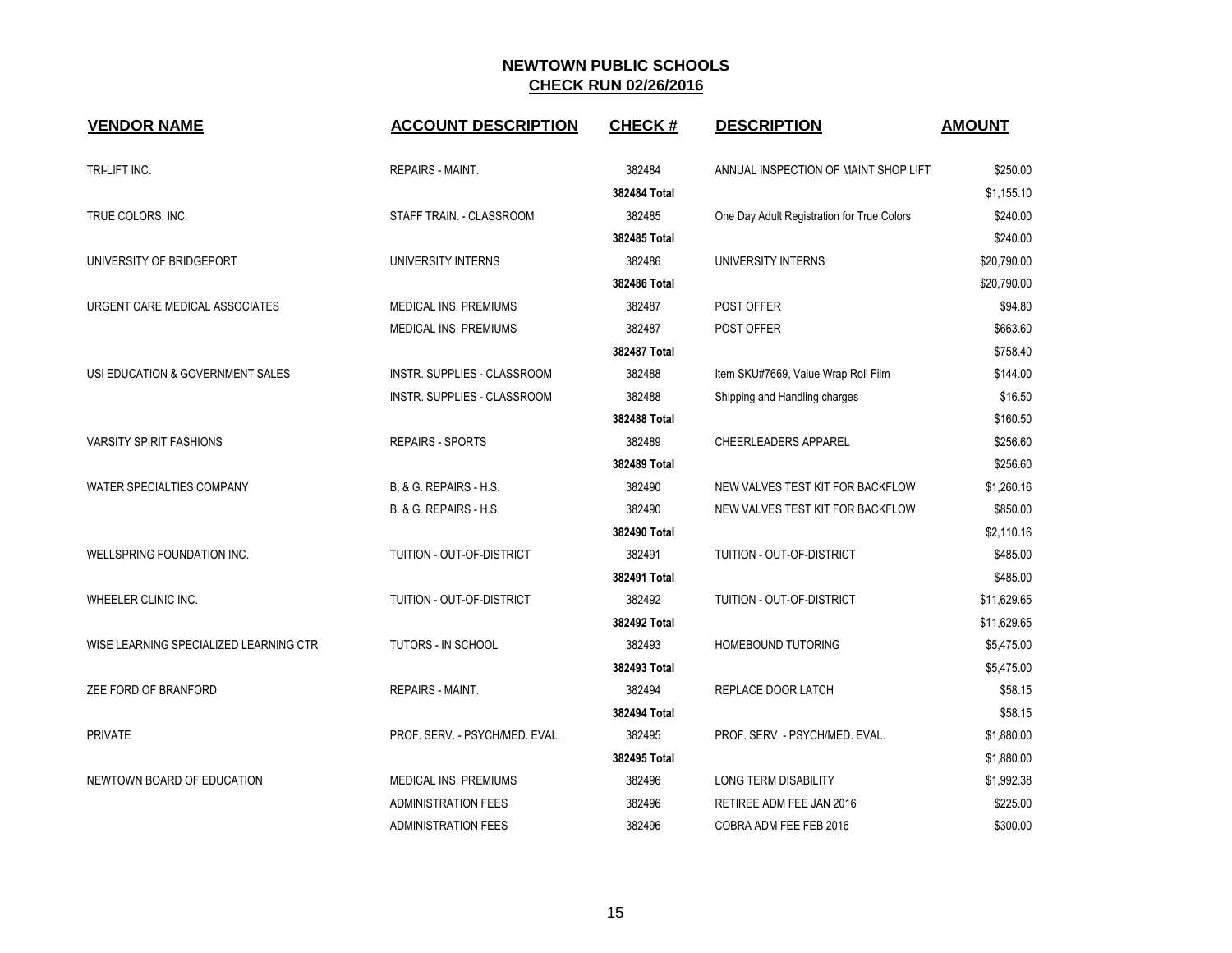# NEWTOWN PUBLIC SCHOOLS

## CHECK RUN 02/26/2016

| VENDOR NAME | ACCOUNT DESCRIPTION | CHECK # | DESCRIPTION | AMOUNT |
|---|---|---|---|---|
| TRI-LIFT INC. | REPAIRS - MAINT. | 382484 | ANNUAL INSPECTION OF MAINT SHOP LIFT | $250.00 |
| | | **382484 Total** | | $1,155.10 |
| TRUE COLORS, INC. | STAFF TRAIN. - CLASSROOM | 382485 | One Day Adult Registration for True Colors | $240.00 |
| | | **382485 Total** | | $240.00 |
| UNIVERSITY OF BRIDGEPORT | UNIVERSITY INTERNS | 382486 | UNIVERSITY INTERNS | $20,790.00 |
| | | **382486 Total** | | $20,790.00 |
| URGENT CARE MEDICAL ASSOCIATES | MEDICAL INS. PREMIUMS | 382487 | POST OFFER | $94.80 |
| | MEDICAL INS. PREMIUMS | 382487 | POST OFFER | $663.60 |
| | | **382487 Total** | | $758.40 |
| USI EDUCATION & GOVERNMENT SALES | INSTR. SUPPLIES - CLASSROOM | 382488 | Item SKU#7669, Value Wrap Roll Film | $144.00 |
| | INSTR. SUPPLIES - CLASSROOM | 382488 | Shipping and Handling charges | $16.50 |
| | | **382488 Total** | | $160.50 |
| VARSITY SPIRIT FASHIONS | REPAIRS - SPORTS | 382489 | CHEERLEADERS APPAREL | $256.60 |
| | | **382489 Total** | | $256.60 |
| WATER SPECIALTIES COMPANY | B. & G. REPAIRS - H.S. | 382490 | NEW VALVES TEST KIT FOR BACKFLOW | $1,260.16 |
| | B. & G. REPAIRS - H.S. | 382490 | NEW VALVES TEST KIT FOR BACKFLOW | $850.00 |
| | | **382490 Total** | | $2,110.16 |
| WELLSPRING FOUNDATION INC. | TUITION - OUT-OF-DISTRICT | 382491 | TUITION - OUT-OF-DISTRICT | $485.00 |
| | | **382491 Total** | | $485.00 |
| WHEELER CLINIC INC. | TUITION - OUT-OF-DISTRICT | 382492 | TUITION - OUT-OF-DISTRICT | $11,629.65 |
| | | **382492 Total** | | $11,629.65 |
| WISE LEARNING SPECIALIZED LEARNING CTR | TUTORS - IN SCHOOL | 382493 | HOMEBOUND TUTORING | $5,475.00 |
| | | **382493 Total** | | $5,475.00 |
| ZEE FORD OF BRANFORD | REPAIRS - MAINT. | 382494 | REPLACE DOOR LATCH | $58.15 |
| | | **382494 Total** | | $58.15 |
| PRIVATE | PROF. SERV. - PSYCH/MED. EVAL. | 382495 | PROF. SERV. - PSYCH/MED. EVAL. | $1,880.00 |
| | | **382495 Total** | | $1,880.00 |
| NEWTOWN BOARD OF EDUCATION | MEDICAL INS. PREMIUMS | 382496 | LONG TERM DISABILITY | $1,992.38 |
| | ADMINISTRATION FEES | 382496 | RETIREE ADM FEE JAN 2016 | $225.00 |
| | ADMINISTRATION FEES | 382496 | COBRA ADM FEE FEB 2016 | $300.00 |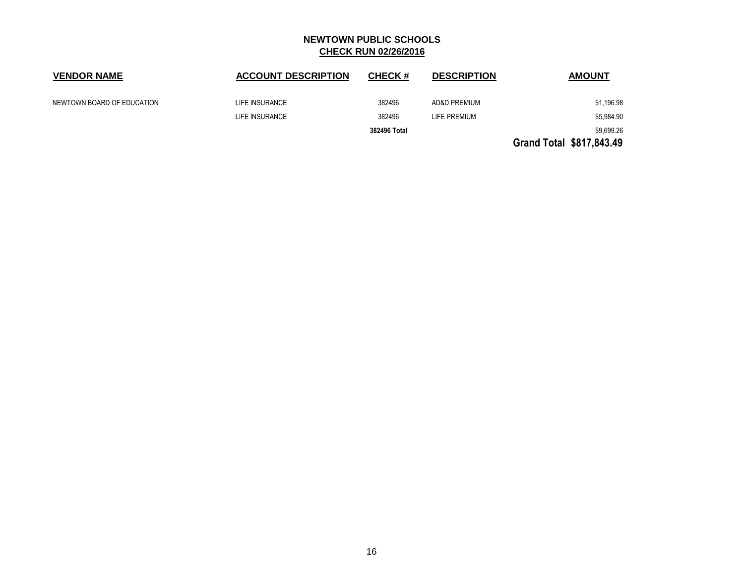**NEWTOWN PUBLIC SCHOOLS**
**CHECK RUN 02/26/2016**

| VENDOR NAME | ACCOUNT DESCRIPTION | CHECK # | DESCRIPTION | AMOUNT |
|---|---|---|---|---|
| NEWTOWN BOARD OF EDUCATION | LIFE INSURANCE | 382496 | AD&D PREMIUM | $1,196.98 |
| | LIFE INSURANCE | 382496 | LIFE PREMIUM | $5,984.90 |
| | | **382496 Total** | | $9,699.26 |
| | | | **Grand Total** | **$817,843.49** |